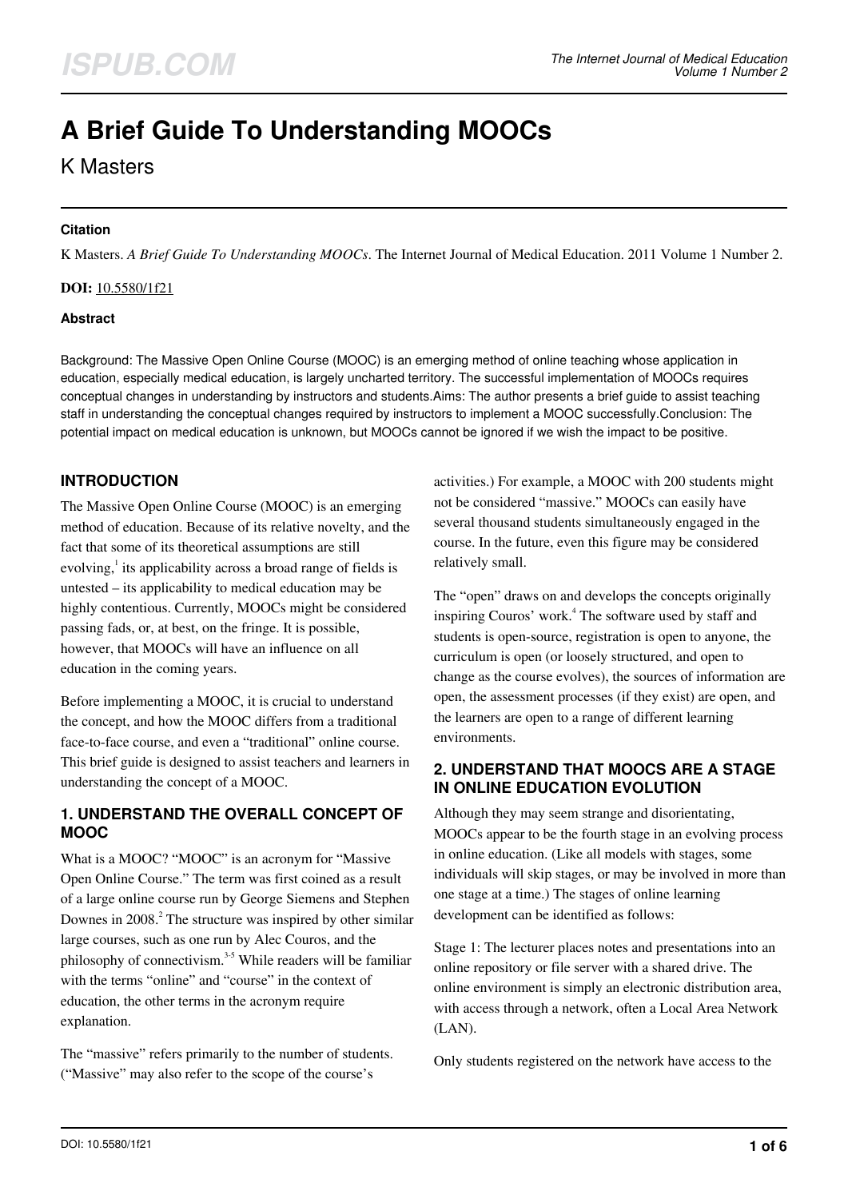# A Brief Guide To Understanding MOOCs

K Masters

**Citation**

K Masters. *A Brief Guide To Understanding MOOCs*. The Internet Journal of Medical Education. 2011 Volume 1 Number 2.

**DOI:** 10.5580/1f21

**Abstract**

Background: The Massive Open Online Course (MOOC) is an emerging method of online teaching whose application in education, especially medical education, is largely uncharted territory. The successful implementation of MOOCs requires conceptual changes in understanding by instructors and students.Aims: The author presents a brief guide to assist teaching staff in understanding the conceptual changes required by instructors to implement a MOOC successfully.Conclusion: The potential impact on medical education is unknown, but MOOCs cannot be ignored if we wish the impact to be positive.

## INTRODUCTION

The Massive Open Online Course (MOOC) is an emerging method of education. Because of its relative novelty, and the fact that some of its theoretical assumptions are still evolving,[1] its applicability across a broad range of fields is untested – its applicability to medical education may be highly contentious. Currently, MOOCs might be considered passing fads, or, at best, on the fringe. It is possible, however, that MOOCs will have an influence on all education in the coming years.

Before implementing a MOOC, it is crucial to understand the concept, and how the MOOC differs from a traditional face-to-face course, and even a "traditional" online course. This brief guide is designed to assist teachers and learners in understanding the concept of a MOOC.

## 1. UNDERSTAND THE OVERALL CONCEPT OF MOOC

What is a MOOC? "MOOC" is an acronym for "Massive Open Online Course." The term was first coined as a result of a large online course run by George Siemens and Stephen Downes in 2008.[2] The structure was inspired by other similar large courses, such as one run by Alec Couros, and the philosophy of connectivism.[3-5] While readers will be familiar with the terms "online" and "course" in the context of education, the other terms in the acronym require explanation.

The "massive" refers primarily to the number of students. ("Massive" may also refer to the scope of the course's activities.) For example, a MOOC with 200 students might not be considered "massive." MOOCs can easily have several thousand students simultaneously engaged in the course. In the future, even this figure may be considered relatively small.

The "open" draws on and develops the concepts originally inspiring Couros' work.[4] The software used by staff and students is open-source, registration is open to anyone, the curriculum is open (or loosely structured, and open to change as the course evolves), the sources of information are open, the assessment processes (if they exist) are open, and the learners are open to a range of different learning environments.

## 2. UNDERSTAND THAT MOOCS ARE A STAGE IN ONLINE EDUCATION EVOLUTION

Although they may seem strange and disorientating, MOOCs appear to be the fourth stage in an evolving process in online education. (Like all models with stages, some individuals will skip stages, or may be involved in more than one stage at a time.) The stages of online learning development can be identified as follows:

Stage 1: The lecturer places notes and presentations into an online repository or file server with a shared drive. The online environment is simply an electronic distribution area, with access through a network, often a Local Area Network (LAN).

Only students registered on the network have access to the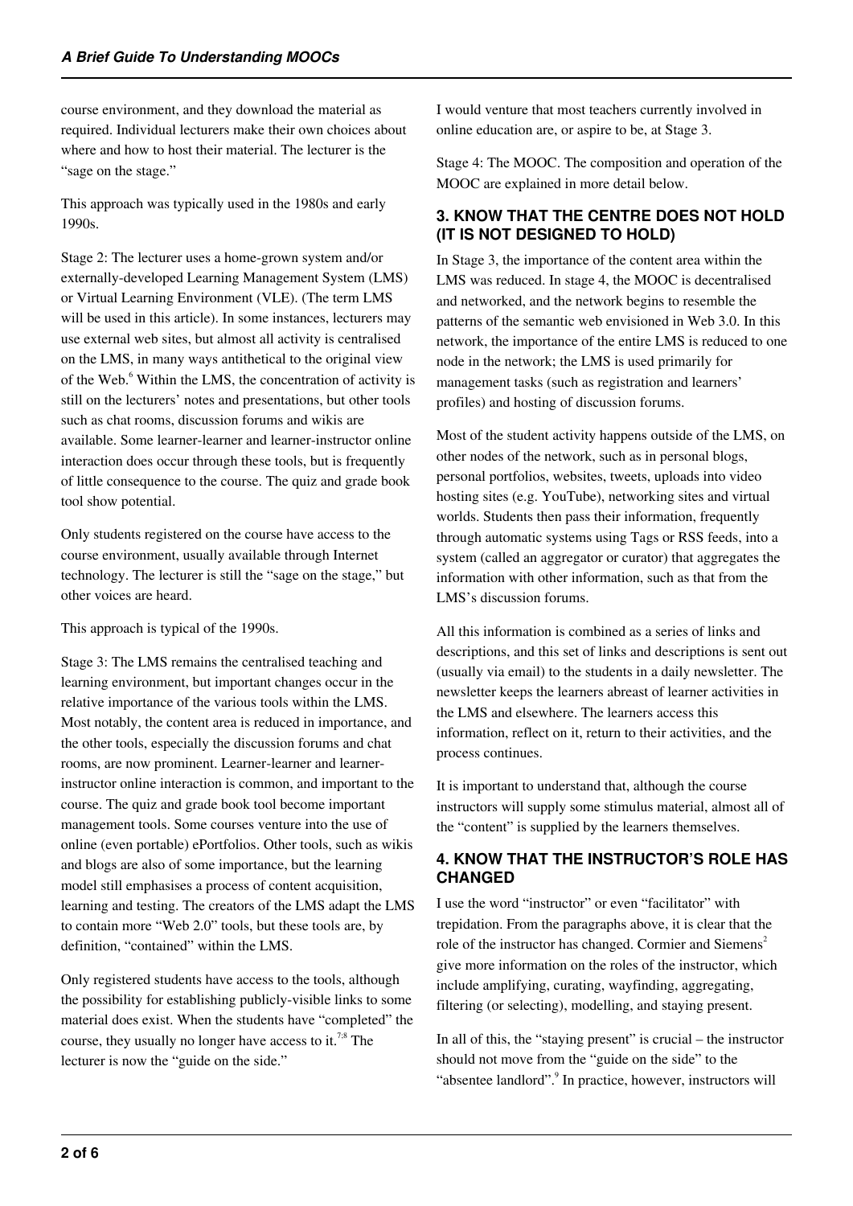course environment, and they download the material as required. Individual lecturers make their own choices about where and how to host their material. The lecturer is the "sage on the stage."

This approach was typically used in the 1980s and early 1990s.

Stage 2: The lecturer uses a home-grown system and/or externally-developed Learning Management System (LMS) or Virtual Learning Environment (VLE). (The term LMS will be used in this article). In some instances, lecturers may use external web sites, but almost all activity is centralised on the LMS, in many ways antithetical to the original view of the Web.[6] Within the LMS, the concentration of activity is still on the lecturers' notes and presentations, but other tools such as chat rooms, discussion forums and wikis are available. Some learner-learner and learner-instructor online interaction does occur through these tools, but is frequently of little consequence to the course. The quiz and grade book tool show potential.

Only students registered on the course have access to the course environment, usually available through Internet technology. The lecturer is still the "sage on the stage," but other voices are heard.

This approach is typical of the 1990s.

Stage 3: The LMS remains the centralised teaching and learning environment, but important changes occur in the relative importance of the various tools within the LMS. Most notably, the content area is reduced in importance, and the other tools, especially the discussion forums and chat rooms, are now prominent. Learner-learner and learner-instructor online interaction is common, and important to the course. The quiz and grade book tool become important management tools. Some courses venture into the use of online (even portable) ePortfolios. Other tools, such as wikis and blogs are also of some importance, but the learning model still emphasises a process of content acquisition, learning and testing. The creators of the LMS adapt the LMS to contain more "Web 2.0" tools, but these tools are, by definition, "contained" within the LMS.

Only registered students have access to the tools, although the possibility for establishing publicly-visible links to some material does exist. When the students have "completed" the course, they usually no longer have access to it.[7,8] The lecturer is now the "guide on the side."

I would venture that most teachers currently involved in online education are, or aspire to be, at Stage 3.

Stage 4: The MOOC. The composition and operation of the MOOC are explained in more detail below.

## 3. KNOW THAT THE CENTRE DOES NOT HOLD (IT IS NOT DESIGNED TO HOLD)

In Stage 3, the importance of the content area within the LMS was reduced. In stage 4, the MOOC is decentralised and networked, and the network begins to resemble the patterns of the semantic web envisioned in Web 3.0. In this network, the importance of the entire LMS is reduced to one node in the network; the LMS is used primarily for management tasks (such as registration and learners' profiles) and hosting of discussion forums.

Most of the student activity happens outside of the LMS, on other nodes of the network, such as in personal blogs, personal portfolios, websites, tweets, uploads into video hosting sites (e.g. YouTube), networking sites and virtual worlds. Students then pass their information, frequently through automatic systems using Tags or RSS feeds, into a system (called an aggregator or curator) that aggregates the information with other information, such as that from the LMS's discussion forums.

All this information is combined as a series of links and descriptions, and this set of links and descriptions is sent out (usually via email) to the students in a daily newsletter. The newsletter keeps the learners abreast of learner activities in the LMS and elsewhere. The learners access this information, reflect on it, return to their activities, and the process continues.

It is important to understand that, although the course instructors will supply some stimulus material, almost all of the "content" is supplied by the learners themselves.

## 4. KNOW THAT THE INSTRUCTOR'S ROLE HAS CHANGED

I use the word "instructor" or even "facilitator" with trepidation. From the paragraphs above, it is clear that the role of the instructor has changed. Cormier and Siemens[2] give more information on the roles of the instructor, which include amplifying, curating, wayfinding, aggregating, filtering (or selecting), modelling, and staying present.

In all of this, the "staying present" is crucial – the instructor should not move from the "guide on the side" to the "absentee landlord".[9] In practice, however, instructors will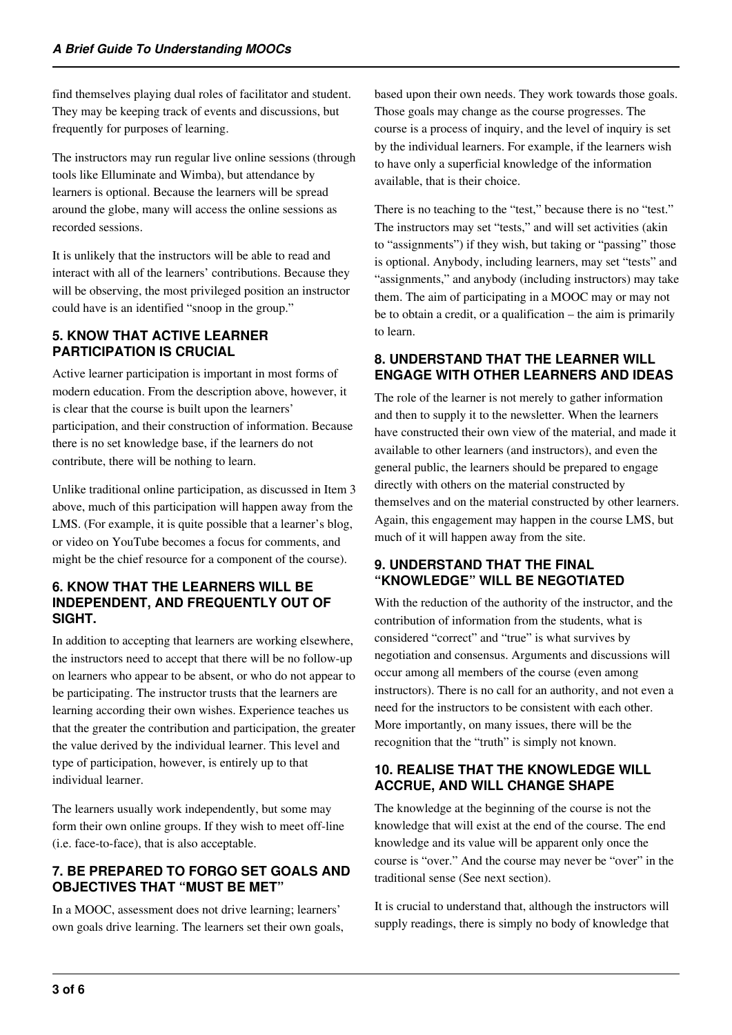find themselves playing dual roles of facilitator and student. They may be keeping track of events and discussions, but frequently for purposes of learning.

The instructors may run regular live online sessions (through tools like Elluminate and Wimba), but attendance by learners is optional. Because the learners will be spread around the globe, many will access the online sessions as recorded sessions.

It is unlikely that the instructors will be able to read and interact with all of the learners' contributions. Because they will be observing, the most privileged position an instructor could have is an identified "snoop in the group."

### 5. KNOW THAT ACTIVE LEARNER PARTICIPATION IS CRUCIAL

Active learner participation is important in most forms of modern education. From the description above, however, it is clear that the course is built upon the learners' participation, and their construction of information. Because there is no set knowledge base, if the learners do not contribute, there will be nothing to learn.

Unlike traditional online participation, as discussed in Item 3 above, much of this participation will happen away from the LMS. (For example, it is quite possible that a learner's blog, or video on YouTube becomes a focus for comments, and might be the chief resource for a component of the course).

### 6. KNOW THAT THE LEARNERS WILL BE INDEPENDENT, AND FREQUENTLY OUT OF SIGHT.

In addition to accepting that learners are working elsewhere, the instructors need to accept that there will be no follow-up on learners who appear to be absent, or who do not appear to be participating. The instructor trusts that the learners are learning according their own wishes. Experience teaches us that the greater the contribution and participation, the greater the value derived by the individual learner. This level and type of participation, however, is entirely up to that individual learner.

The learners usually work independently, but some may form their own online groups. If they wish to meet off-line (i.e. face-to-face), that is also acceptable.

### 7. BE PREPARED TO FORGO SET GOALS AND OBJECTIVES THAT "MUST BE MET"

In a MOOC, assessment does not drive learning; learners' own goals drive learning. The learners set their own goals, based upon their own needs. They work towards those goals. Those goals may change as the course progresses. The course is a process of inquiry, and the level of inquiry is set by the individual learners. For example, if the learners wish to have only a superficial knowledge of the information available, that is their choice.

There is no teaching to the "test," because there is no "test." The instructors may set "tests," and will set activities (akin to "assignments") if they wish, but taking or "passing" those is optional. Anybody, including learners, may set "tests" and "assignments," and anybody (including instructors) may take them. The aim of participating in a MOOC may or may not be to obtain a credit, or a qualification – the aim is primarily to learn.

### 8. UNDERSTAND THAT THE LEARNER WILL ENGAGE WITH OTHER LEARNERS AND IDEAS

The role of the learner is not merely to gather information and then to supply it to the newsletter. When the learners have constructed their own view of the material, and made it available to other learners (and instructors), and even the general public, the learners should be prepared to engage directly with others on the material constructed by themselves and on the material constructed by other learners. Again, this engagement may happen in the course LMS, but much of it will happen away from the site.

### 9. UNDERSTAND THAT THE FINAL "KNOWLEDGE" WILL BE NEGOTIATED

With the reduction of the authority of the instructor, and the contribution of information from the students, what is considered "correct" and "true" is what survives by negotiation and consensus. Arguments and discussions will occur among all members of the course (even among instructors). There is no call for an authority, and not even a need for the instructors to be consistent with each other. More importantly, on many issues, there will be the recognition that the "truth" is simply not known.

### 10. REALISE THAT THE KNOWLEDGE WILL ACCRUE, AND WILL CHANGE SHAPE

The knowledge at the beginning of the course is not the knowledge that will exist at the end of the course. The end knowledge and its value will be apparent only once the course is "over." And the course may never be "over" in the traditional sense (See next section).

It is crucial to understand that, although the instructors will supply readings, there is simply no body of knowledge that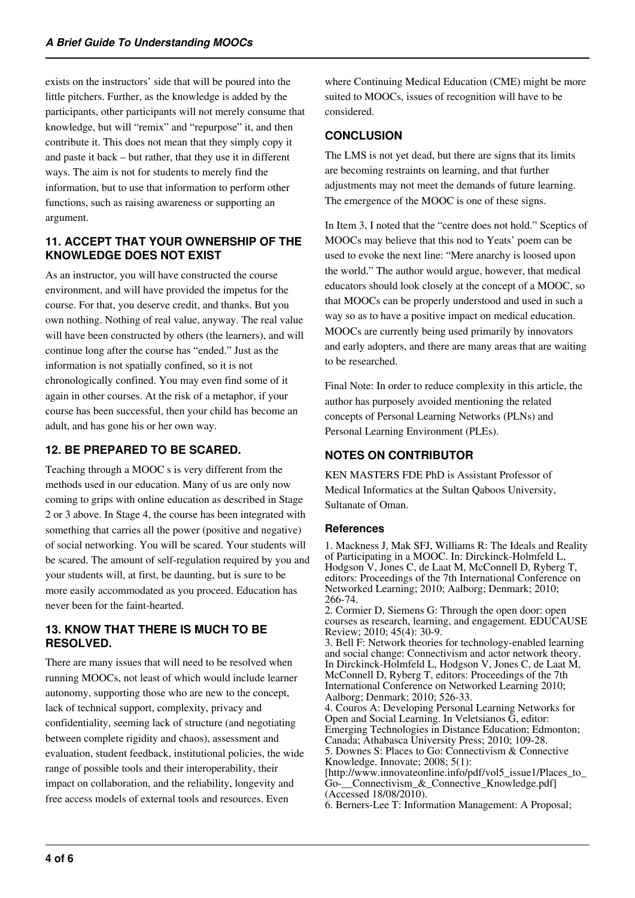exists on the instructors' side that will be poured into the little pitchers. Further, as the knowledge is added by the participants, other participants will not merely consume that knowledge, but will "remix" and "repurpose" it, and then contribute it. This does not mean that they simply copy it and paste it back – but rather, that they use it in different ways. The aim is not for students to merely find the information, but to use that information to perform other functions, such as raising awareness or supporting an argument.

## 11. ACCEPT THAT YOUR OWNERSHIP OF THE KNOWLEDGE DOES NOT EXIST

As an instructor, you will have constructed the course environment, and will have provided the impetus for the course. For that, you deserve credit, and thanks. But you own nothing. Nothing of real value, anyway. The real value will have been constructed by others (the learners), and will continue long after the course has "ended." Just as the information is not spatially confined, so it is not chronologically confined. You may even find some of it again in other courses. At the risk of a metaphor, if your course has been successful, then your child has become an adult, and has gone his or her own way.

## 12. BE PREPARED TO BE SCARED.

Teaching through a MOOC s is very different from the methods used in our education. Many of us are only now coming to grips with online education as described in Stage 2 or 3 above. In Stage 4, the course has been integrated with something that carries all the power (positive and negative) of social networking. You will be scared. Your students will be scared. The amount of self-regulation required by you and your students will, at first, be daunting, but is sure to be more easily accommodated as you proceed. Education has never been for the faint-hearted.

## 13. KNOW THAT THERE IS MUCH TO BE RESOLVED.

There are many issues that will need to be resolved when running MOOCs, not least of which would include learner autonomy, supporting those who are new to the concept, lack of technical support, complexity, privacy and confidentiality, seeming lack of structure (and negotiating between complete rigidity and chaos), assessment and evaluation, student feedback, institutional policies, the wide range of possible tools and their interoperability, their impact on collaboration, and the reliability, longevity and free access models of external tools and resources. Even where Continuing Medical Education (CME) might be more suited to MOOCs, issues of recognition will have to be considered.

## CONCLUSION

The LMS is not yet dead, but there are signs that its limits are becoming restraints on learning, and that further adjustments may not meet the demands of future learning. The emergence of the MOOC is one of these signs.

In Item 3, I noted that the "centre does not hold." Sceptics of MOOCs may believe that this nod to Yeats' poem can be used to evoke the next line: "Mere anarchy is loosed upon the world." The author would argue, however, that medical educators should look closely at the concept of a MOOC, so that MOOCs can be properly understood and used in such a way so as to have a positive impact on medical education. MOOCs are currently being used primarily by innovators and early adopters, and there are many areas that are waiting to be researched.

Final Note: In order to reduce complexity in this article, the author has purposely avoided mentioning the related concepts of Personal Learning Networks (PLNs) and Personal Learning Environment (PLEs).

## NOTES ON CONTRIBUTOR

KEN MASTERS FDE PhD is Assistant Professor of Medical Informatics at the Sultan Qaboos University, Sultanate of Oman.

### References

1. Mackness J, Mak SFJ, Williams R: The Ideals and Reality of Participating in a MOOC. In: Dirckinck-Holmfeld L, Hodgson V, Jones C, de Laat M, McConnell D, Ryberg T, editors: Proceedings of the 7th International Conference on Networked Learning; 2010; Aalborg; Denmark; 2010; 266-74.
2. Cormier D, Siemens G: Through the open door: open courses as research, learning, and engagement. EDUCAUSE Review; 2010; 45(4): 30-9.
3. Bell F: Network theories for technology-enabled learning and social change: Connectivism and actor network theory. In Dirckinck-Holmfeld L, Hodgson V, Jones C, de Laat M, McConnell D, Ryberg T, editors: Proceedings of the 7th International Conference on Networked Learning 2010; Aalborg; Denmark; 2010; 526-33.
4. Couros A: Developing Personal Learning Networks for Open and Social Learning. In Veletsianos G, editor: Emerging Technologies in Distance Education; Edmonton; Canada; Athabasca University Press; 2010; 109-28.
5. Downes S: Places to Go: Connectivism & Connective Knowledge. Innovate; 2008; 5(1): [http://www.innovateonline.info/pdf/vol5_issue1/Places_to_Go-__Connectivism_&_Connective_Knowledge.pdf] (Accessed 18/08/2010).
6. Berners-Lee T: Information Management: A Proposal;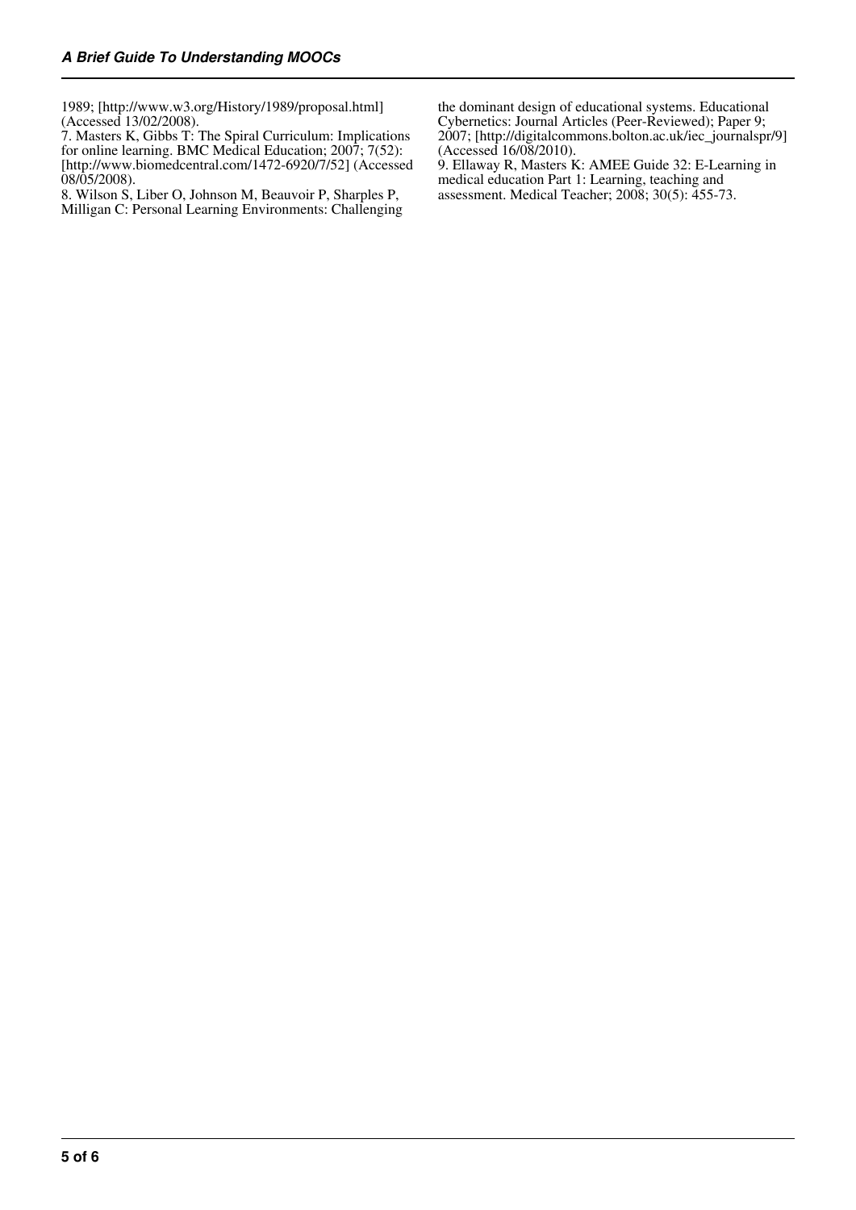1989; [http://www.w3.org/History/1989/proposal.html] (Accessed 13/02/2008).

7. Masters K, Gibbs T: The Spiral Curriculum: Implications for online learning. BMC Medical Education; 2007; 7(52): [http://www.biomedcentral.com/1472-6920/7/52] (Accessed 08/05/2008).

8. Wilson S, Liber O, Johnson M, Beauvoir P, Sharples P, Milligan C: Personal Learning Environments: Challenging the dominant design of educational systems. Educational Cybernetics: Journal Articles (Peer-Reviewed); Paper 9; 2007; [http://digitalcommons.bolton.ac.uk/iec_journalspr/9] (Accessed 16/08/2010).

9. Ellaway R, Masters K: AMEE Guide 32: E-Learning in medical education Part 1: Learning, teaching and assessment. Medical Teacher; 2008; 30(5): 455-73.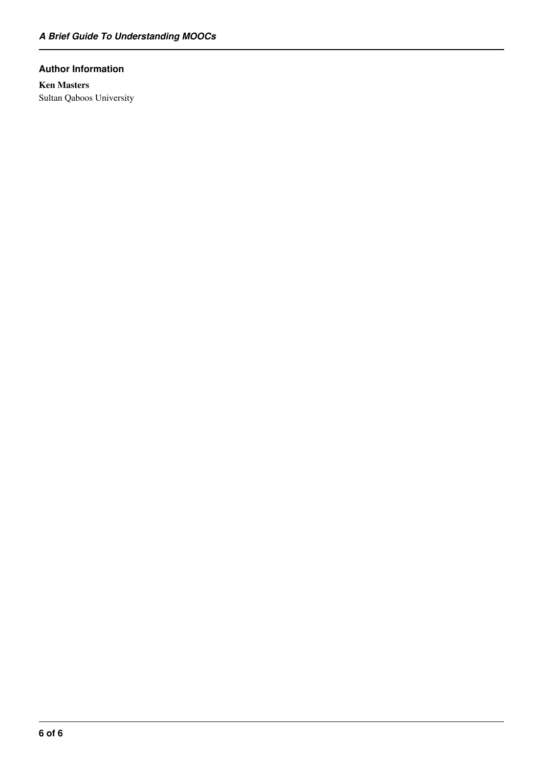## Author Information

**Ken Masters**
Sultan Qaboos University